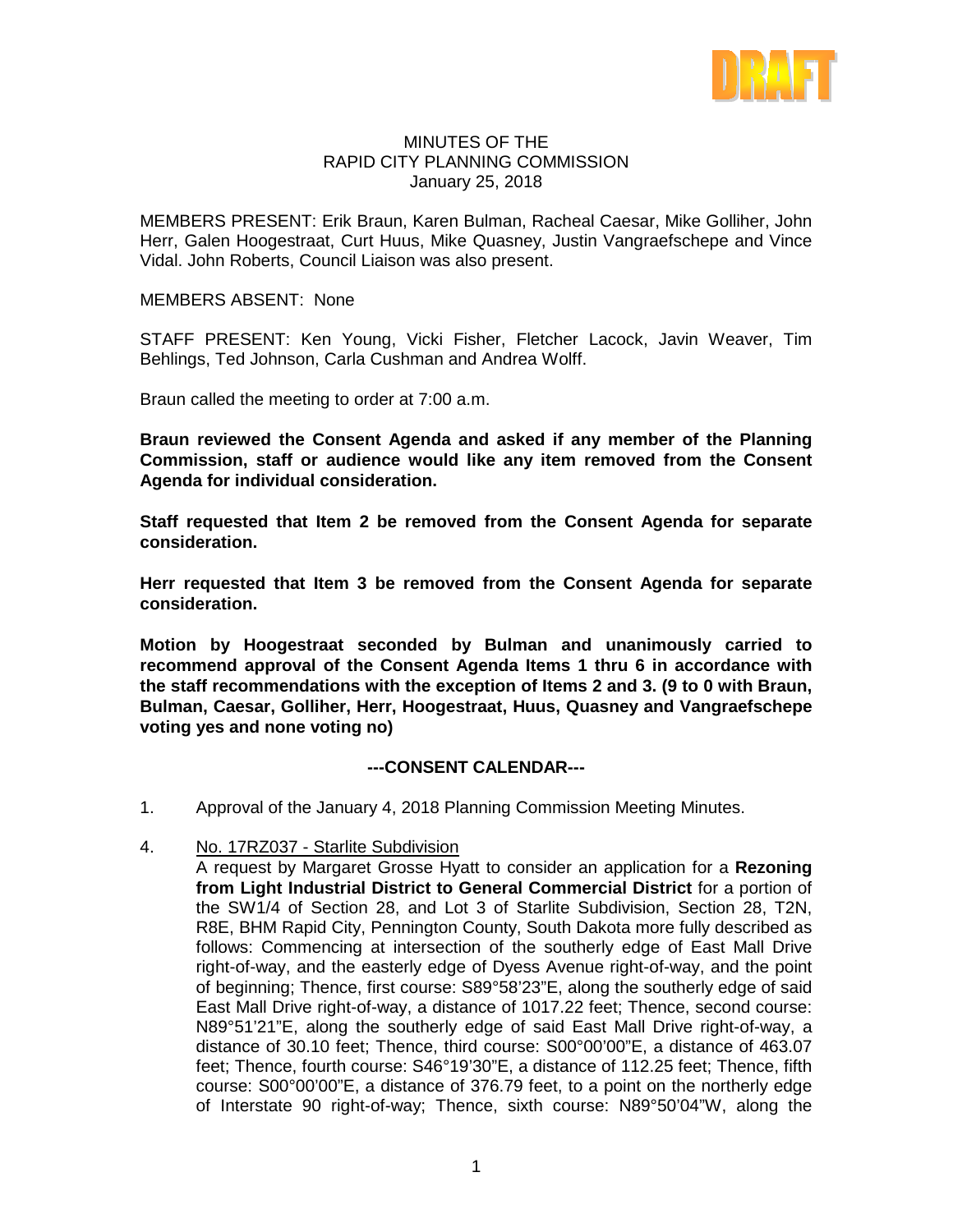DRAFT

MINUTES OF THE
RAPID CITY PLANNING COMMISSION
January 25, 2018

MEMBERS PRESENT: Erik Braun, Karen Bulman, Racheal Caesar, Mike Golliher, John Herr, Galen Hoogestraat, Curt Huus, Mike Quasney, Justin Vangraefschepe and Vince Vidal. John Roberts, Council Liaison was also present.

MEMBERS ABSENT: None

STAFF PRESENT: Ken Young, Vicki Fisher, Fletcher Lacock, Javin Weaver, Tim Behlings, Ted Johnson, Carla Cushman and Andrea Wolff.

Braun called the meeting to order at 7:00 a.m.

**Braun reviewed the Consent Agenda and asked if any member of the Planning Commission, staff or audience would like any item removed from the Consent Agenda for individual consideration.**

**Staff requested that Item 2 be removed from the Consent Agenda for separate consideration.**

**Herr requested that Item 3 be removed from the Consent Agenda for separate consideration.**

**Motion by Hoogestraat seconded by Bulman and unanimously carried to recommend approval of the Consent Agenda Items 1 thru 6 in accordance with the staff recommendations with the exception of Items 2 and 3. (9 to 0 with Braun, Bulman, Caesar, Golliher, Herr, Hoogestraat, Huus, Quasney and Vangraefschepe voting yes and none voting no)**

**---CONSENT CALENDAR---**

1. Approval of the January 4, 2018 Planning Commission Meeting Minutes.

4. No. 17RZ037 - Starlite Subdivision
   A request by Margaret Grosse Hyatt to consider an application for a **Rezoning from Light Industrial District to General Commercial District** for a portion of the SW1/4 of Section 28, and Lot 3 of Starlite Subdivision, Section 28, T2N, R8E, BHM Rapid City, Pennington County, South Dakota more fully described as follows: Commencing at intersection of the southerly edge of East Mall Drive right-of-way, and the easterly edge of Dyess Avenue right-of-way, and the point of beginning; Thence, first course: S89°58'23"E, along the southerly edge of said East Mall Drive right-of-way, a distance of 1017.22 feet; Thence, second course: N89°51'21"E, along the southerly edge of said East Mall Drive right-of-way, a distance of 30.10 feet; Thence, third course: S00°00'00"E, a distance of 463.07 feet; Thence, fourth course: S46°19'30"E, a distance of 112.25 feet; Thence, fifth course: S00°00'00"E, a distance of 376.79 feet, to a point on the northerly edge of Interstate 90 right-of-way; Thence, sixth course: N89°50'04"W, along the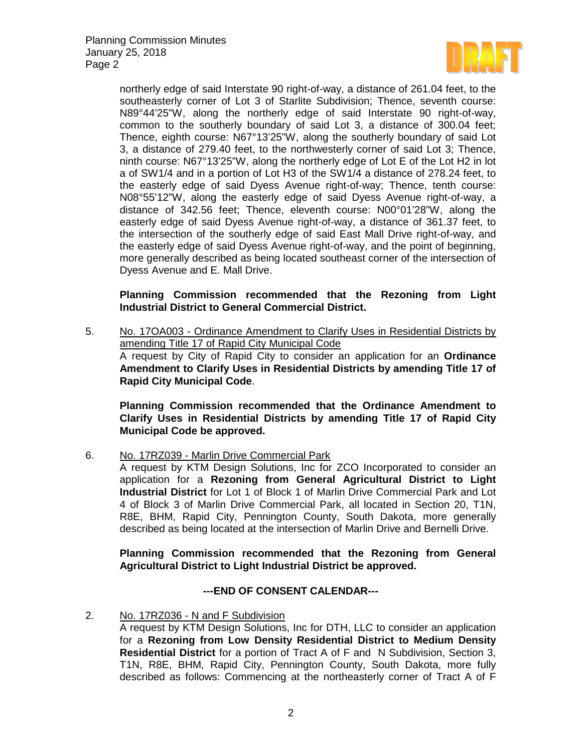northerly edge of said Interstate 90 right-of-way, a distance of 261.04 feet, to the southeasterly corner of Lot 3 of Starlite Subdivision; Thence, seventh course: N89°44'25"W, along the northerly edge of said Interstate 90 right-of-way, common to the southerly boundary of said Lot 3, a distance of 300.04 feet; Thence, eighth course: N67°13'25"W, along the southerly boundary of said Lot 3, a distance of 279.40 feet, to the northwesterly corner of said Lot 3; Thence, ninth course: N67°13'25"W, along the northerly edge of Lot E of the Lot H2 in lot a of SW1/4 and in a portion of Lot H3 of the SW1/4 a distance of 278.24 feet, to the easterly edge of said Dyess Avenue right-of-way; Thence, tenth course: N08°55'12"W, along the easterly edge of said Dyess Avenue right-of-way, a distance of 342.56 feet; Thence, eleventh course: N00°01'28"W, along the easterly edge of said Dyess Avenue right-of-way, a distance of 361.37 feet, to the intersection of the southerly edge of said East Mall Drive right-of-way, and the easterly edge of said Dyess Avenue right-of-way, and the point of beginning, more generally described as being located southeast corner of the intersection of Dyess Avenue and E. Mall Drive.

**Planning Commission recommended that the Rezoning from Light Industrial District to General Commercial District.**

5. No. 17OA003 - Ordinance Amendment to Clarify Uses in Residential Districts by amending Title 17 of Rapid City Municipal Code

   A request by City of Rapid City to consider an application for an **Ordinance Amendment to Clarify Uses in Residential Districts by amending Title 17 of Rapid City Municipal Code**.

   **Planning Commission recommended that the Ordinance Amendment to Clarify Uses in Residential Districts by amending Title 17 of Rapid City Municipal Code be approved.**

6. No. 17RZ039 - Marlin Drive Commercial Park

   A request by KTM Design Solutions, Inc for ZCO Incorporated to consider an application for a **Rezoning from General Agricultural District to Light Industrial District** for Lot 1 of Block 1 of Marlin Drive Commercial Park and Lot 4 of Block 3 of Marlin Drive Commercial Park, all located in Section 20, T1N, R8E, BHM, Rapid City, Pennington County, South Dakota, more generally described as being located at the intersection of Marlin Drive and Bernelli Drive.

   **Planning Commission recommended that the Rezoning from General Agricultural District to Light Industrial District be approved.**

**---END OF CONSENT CALENDAR---**

2. No. 17RZ036 - N and F Subdivision

   A request by KTM Design Solutions, Inc for DTH, LLC to consider an application for a **Rezoning from Low Density Residential District to Medium Density Residential District** for a portion of Tract A of F and N Subdivision, Section 3, T1N, R8E, BHM, Rapid City, Pennington County, South Dakota, more fully described as follows: Commencing at the northeasterly corner of Tract A of F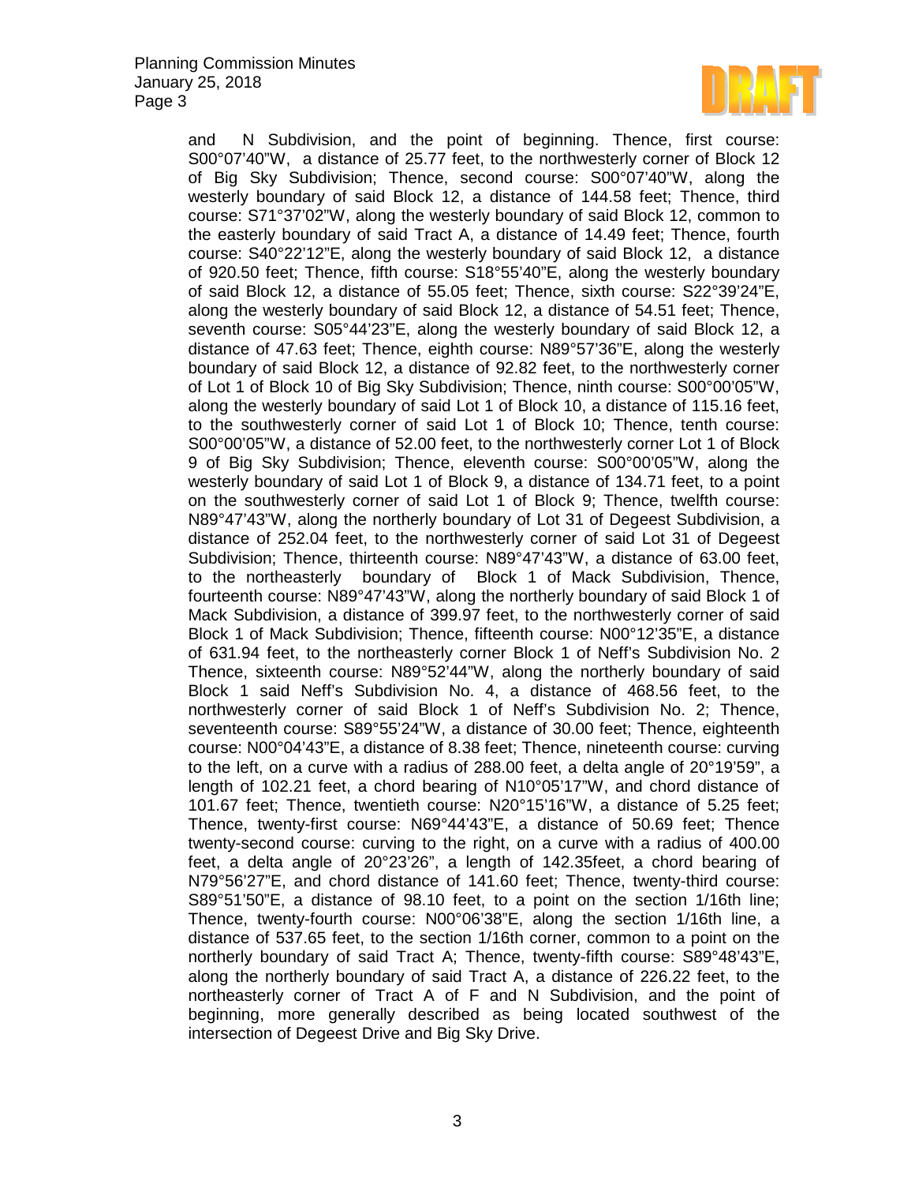and N Subdivision, and the point of beginning. Thence, first course: S00°07’40”W, a distance of 25.77 feet, to the northwesterly corner of Block 12 of Big Sky Subdivision; Thence, second course: S00°07’40”W, along the westerly boundary of said Block 12, a distance of 144.58 feet; Thence, third course: S71°37’02”W, along the westerly boundary of said Block 12, common to the easterly boundary of said Tract A, a distance of 14.49 feet; Thence, fourth course: S40°22’12”E, along the westerly boundary of said Block 12, a distance of 920.50 feet; Thence, fifth course: S18°55’40”E, along the westerly boundary of said Block 12, a distance of 55.05 feet; Thence, sixth course: S22°39’24”E, along the westerly boundary of said Block 12, a distance of 54.51 feet; Thence, seventh course: S05°44’23”E, along the westerly boundary of said Block 12, a distance of 47.63 feet; Thence, eighth course: N89°57’36”E, along the westerly boundary of said Block 12, a distance of 92.82 feet, to the northwesterly corner of Lot 1 of Block 10 of Big Sky Subdivision; Thence, ninth course: S00°00’05”W, along the westerly boundary of said Lot 1 of Block 10, a distance of 115.16 feet, to the southwesterly corner of said Lot 1 of Block 10; Thence, tenth course: S00°00’05”W, a distance of 52.00 feet, to the northwesterly corner Lot 1 of Block 9 of Big Sky Subdivision; Thence, eleventh course: S00°00’05”W, along the westerly boundary of said Lot 1 of Block 9, a distance of 134.71 feet, to a point on the southwesterly corner of said Lot 1 of Block 9; Thence, twelfth course: N89°47’43”W, along the northerly boundary of Lot 31 of Degeest Subdivision, a distance of 252.04 feet, to the northwesterly corner of said Lot 31 of Degeest Subdivision; Thence, thirteenth course: N89°47’43”W, a distance of 63.00 feet, to the northeasterly boundary of Block 1 of Mack Subdivision, Thence, fourteenth course: N89°47’43”W, along the northerly boundary of said Block 1 of Mack Subdivision, a distance of 399.97 feet, to the northwesterly corner of said Block 1 of Mack Subdivision; Thence, fifteenth course: N00°12’35”E, a distance of 631.94 feet, to the northeasterly corner Block 1 of Neff’s Subdivision No. 2 Thence, sixteenth course: N89°52’44”W, along the northerly boundary of said Block 1 said Neff’s Subdivision No. 4, a distance of 468.56 feet, to the northwesterly corner of said Block 1 of Neff’s Subdivision No. 2; Thence, seventeenth course: S89°55’24”W, a distance of 30.00 feet; Thence, eighteenth course: N00°04’43”E, a distance of 8.38 feet; Thence, nineteenth course: curving to the left, on a curve with a radius of 288.00 feet, a delta angle of 20°19’59”, a length of 102.21 feet, a chord bearing of N10°05’17”W, and chord distance of 101.67 feet; Thence, twentieth course: N20°15’16”W, a distance of 5.25 feet; Thence, twenty-first course: N69°44’43”E, a distance of 50.69 feet; Thence twenty-second course: curving to the right, on a curve with a radius of 400.00 feet, a delta angle of 20°23’26”, a length of 142.35feet, a chord bearing of N79°56’27”E, and chord distance of 141.60 feet; Thence, twenty-third course: S89°51’50”E, a distance of 98.10 feet, to a point on the section 1/16th line; Thence, twenty-fourth course: N00°06’38”E, along the section 1/16th line, a distance of 537.65 feet, to the section 1/16th corner, common to a point on the northerly boundary of said Tract A; Thence, twenty-fifth course: S89°48’43”E, along the northerly boundary of said Tract A, a distance of 226.22 feet, to the northeasterly corner of Tract A of F and N Subdivision, and the point of beginning, more generally described as being located southwest of the intersection of Degeest Drive and Big Sky Drive.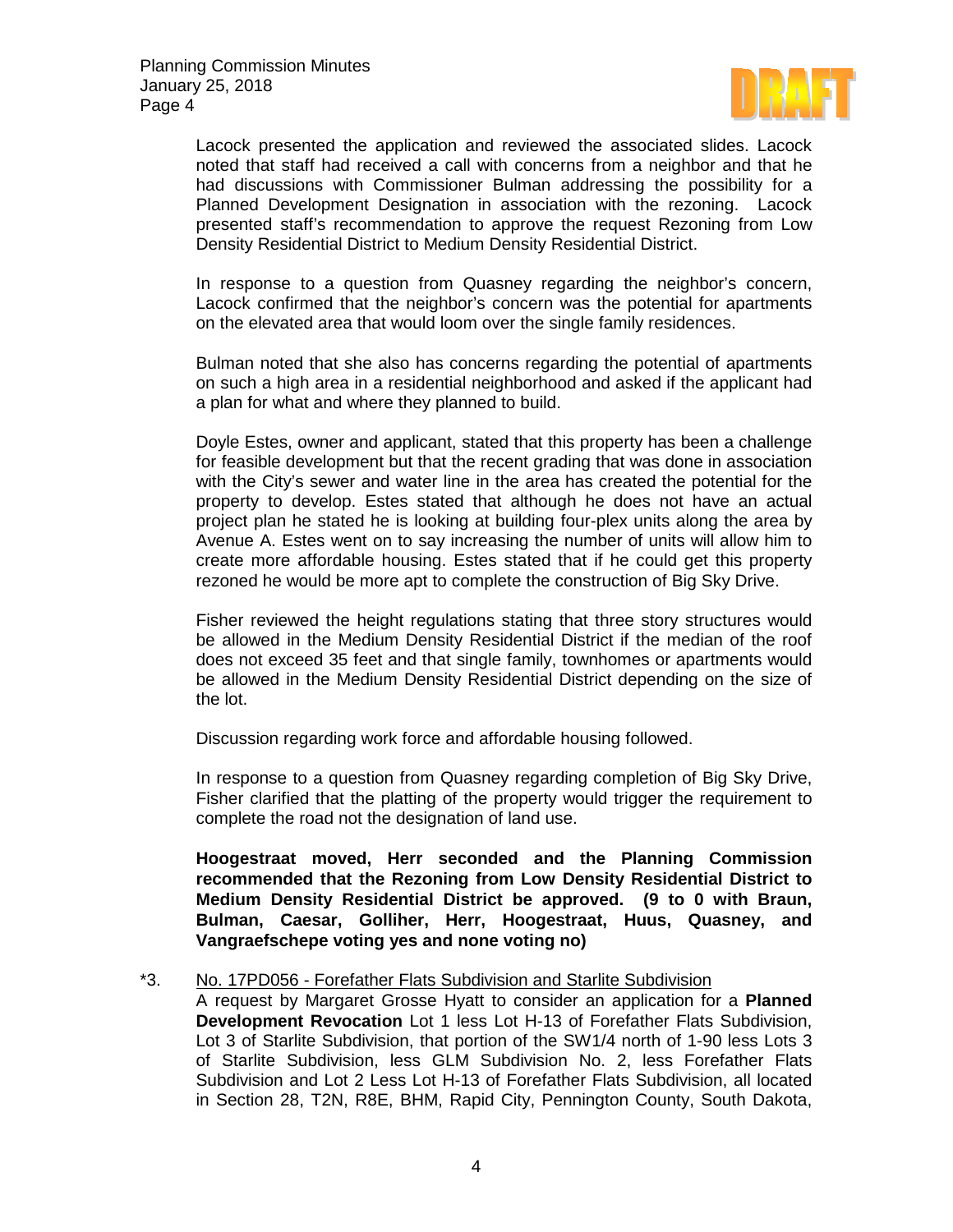Lacock presented the application and reviewed the associated slides. Lacock noted that staff had received a call with concerns from a neighbor and that he had discussions with Commissioner Bulman addressing the possibility for a Planned Development Designation in association with the rezoning. Lacock presented staff's recommendation to approve the request Rezoning from Low Density Residential District to Medium Density Residential District.

In response to a question from Quasney regarding the neighbor's concern, Lacock confirmed that the neighbor's concern was the potential for apartments on the elevated area that would loom over the single family residences.

Bulman noted that she also has concerns regarding the potential of apartments on such a high area in a residential neighborhood and asked if the applicant had a plan for what and where they planned to build.

Doyle Estes, owner and applicant, stated that this property has been a challenge for feasible development but that the recent grading that was done in association with the City's sewer and water line in the area has created the potential for the property to develop. Estes stated that although he does not have an actual project plan he stated he is looking at building four-plex units along the area by Avenue A. Estes went on to say increasing the number of units will allow him to create more affordable housing. Estes stated that if he could get this property rezoned he would be more apt to complete the construction of Big Sky Drive.

Fisher reviewed the height regulations stating that three story structures would be allowed in the Medium Density Residential District if the median of the roof does not exceed 35 feet and that single family, townhomes or apartments would be allowed in the Medium Density Residential District depending on the size of the lot.

Discussion regarding work force and affordable housing followed.

In response to a question from Quasney regarding completion of Big Sky Drive, Fisher clarified that the platting of the property would trigger the requirement to complete the road not the designation of land use.

**Hoogestraat moved, Herr seconded and the Planning Commission recommended that the Rezoning from Low Density Residential District to Medium Density Residential District be approved. (9 to 0 with Braun, Bulman, Caesar, Golliher, Herr, Hoogestraat, Huus, Quasney, and Vangraefschepe voting yes and none voting no)**

*3. No. 17PD056 - Forefather Flats Subdivision and Starlite Subdivision
A request by Margaret Grosse Hyatt to consider an application for a **Planned Development Revocation** Lot 1 less Lot H-13 of Forefather Flats Subdivision, Lot 3 of Starlite Subdivision, that portion of the SW1/4 north of 1-90 less Lots 3 of Starlite Subdivision, less GLM Subdivision No. 2, less Forefather Flats Subdivision and Lot 2 Less Lot H-13 of Forefather Flats Subdivision, all located in Section 28, T2N, R8E, BHM, Rapid City, Pennington County, South Dakota,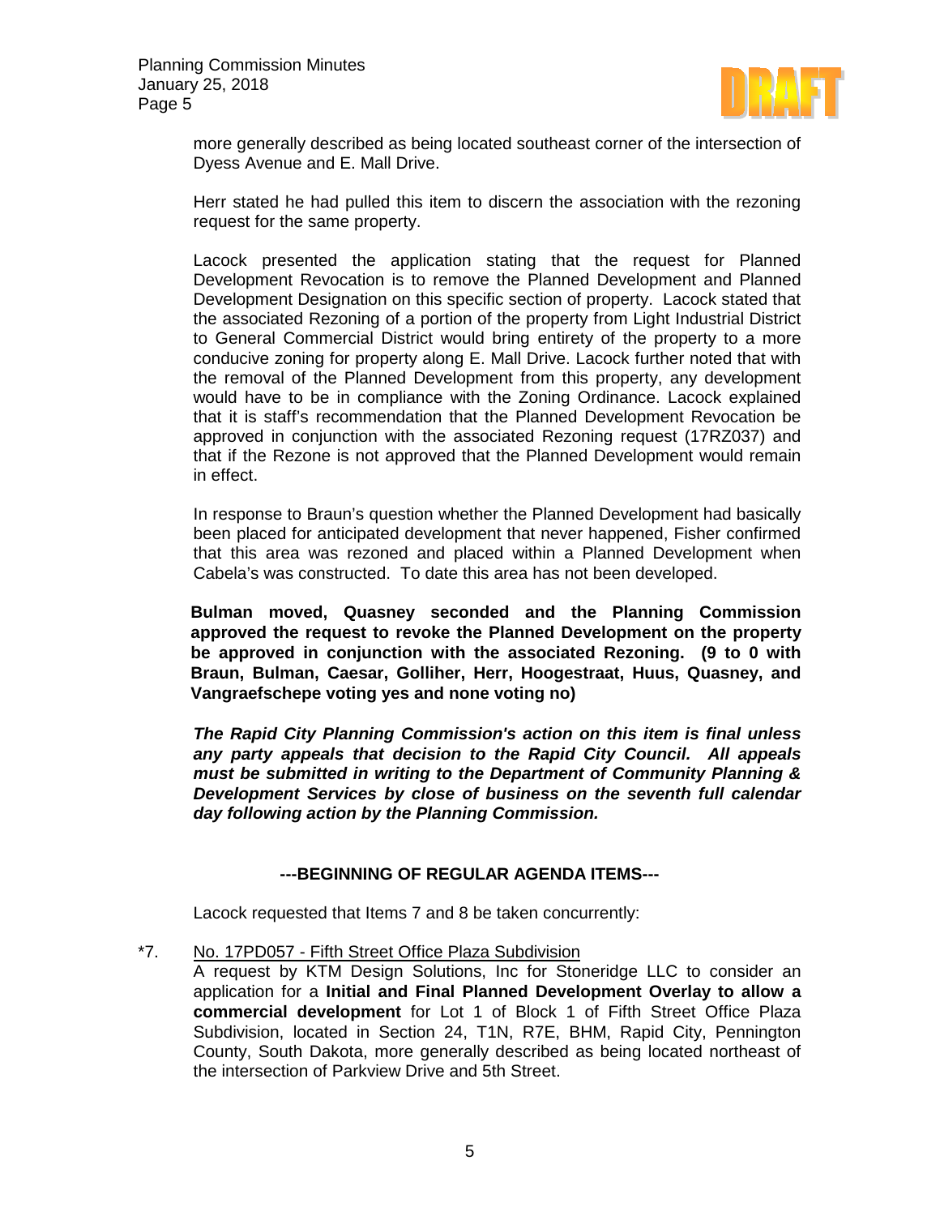more generally described as being located southeast corner of the intersection of Dyess Avenue and E. Mall Drive.

Herr stated he had pulled this item to discern the association with the rezoning request for the same property.

Lacock presented the application stating that the request for Planned Development Revocation is to remove the Planned Development and Planned Development Designation on this specific section of property. Lacock stated that the associated Rezoning of a portion of the property from Light Industrial District to General Commercial District would bring entirety of the property to a more conducive zoning for property along E. Mall Drive. Lacock further noted that with the removal of the Planned Development from this property, any development would have to be in compliance with the Zoning Ordinance. Lacock explained that it is staff's recommendation that the Planned Development Revocation be approved in conjunction with the associated Rezoning request (17RZ037) and that if the Rezone is not approved that the Planned Development would remain in effect.

In response to Braun's question whether the Planned Development had basically been placed for anticipated development that never happened, Fisher confirmed that this area was rezoned and placed within a Planned Development when Cabela's was constructed. To date this area has not been developed.

**Bulman moved, Quasney seconded and the Planning Commission approved the request to revoke the Planned Development on the property be approved in conjunction with the associated Rezoning. (9 to 0 with Braun, Bulman, Caesar, Golliher, Herr, Hoogestraat, Huus, Quasney, and Vangraefschepe voting yes and none voting no)**

***The Rapid City Planning Commission's action on this item is final unless any party appeals that decision to the Rapid City Council. All appeals must be submitted in writing to the Department of Community Planning & Development Services by close of business on the seventh full calendar day following action by the Planning Commission.***

**---BEGINNING OF REGULAR AGENDA ITEMS---**

Lacock requested that Items 7 and 8 be taken concurrently:

*7. No. 17PD057 - Fifth Street Office Plaza Subdivision
A request by KTM Design Solutions, Inc for Stoneridge LLC to consider an application for a **Initial and Final Planned Development Overlay to allow a commercial development** for Lot 1 of Block 1 of Fifth Street Office Plaza Subdivision, located in Section 24, T1N, R7E, BHM, Rapid City, Pennington County, South Dakota, more generally described as being located northeast of the intersection of Parkview Drive and 5th Street.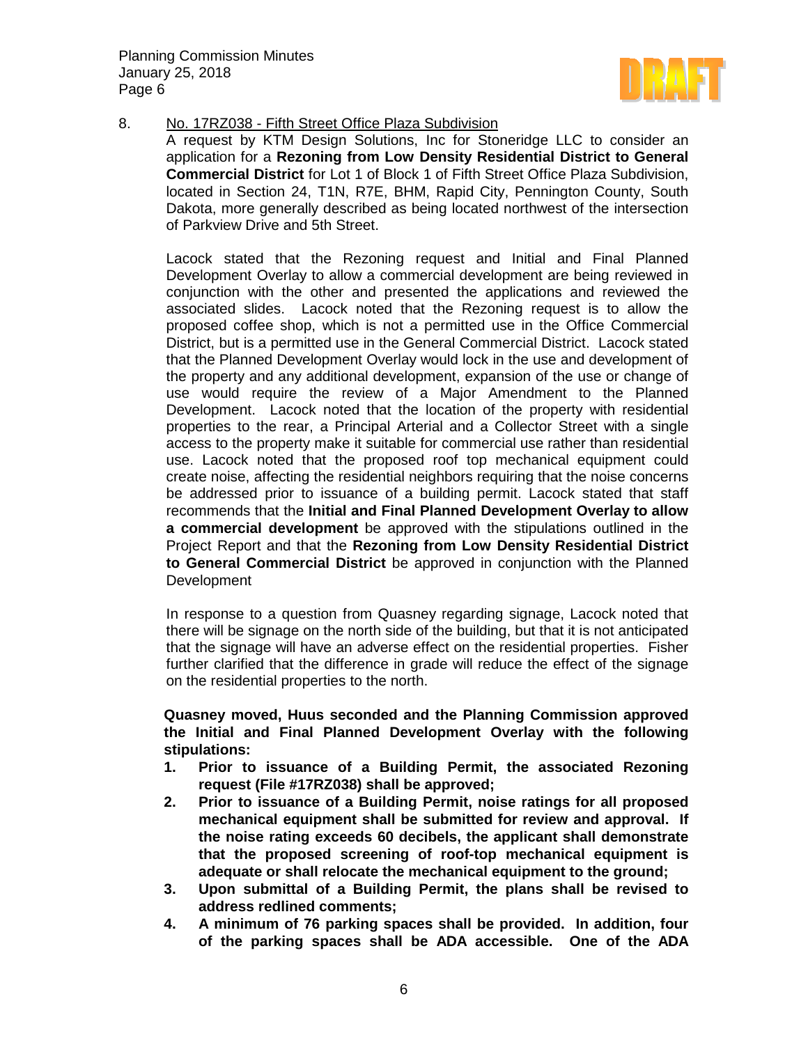8. No. 17RZ038 - Fifth Street Office Plaza Subdivision

A request by KTM Design Solutions, Inc for Stoneridge LLC to consider an application for a **Rezoning from Low Density Residential District to General Commercial District** for Lot 1 of Block 1 of Fifth Street Office Plaza Subdivision, located in Section 24, T1N, R7E, BHM, Rapid City, Pennington County, South Dakota, more generally described as being located northwest of the intersection of Parkview Drive and 5th Street.

Lacock stated that the Rezoning request and Initial and Final Planned Development Overlay to allow a commercial development are being reviewed in conjunction with the other and presented the applications and reviewed the associated slides. Lacock noted that the Rezoning request is to allow the proposed coffee shop, which is not a permitted use in the Office Commercial District, but is a permitted use in the General Commercial District. Lacock stated that the Planned Development Overlay would lock in the use and development of the property and any additional development, expansion of the use or change of use would require the review of a Major Amendment to the Planned Development. Lacock noted that the location of the property with residential properties to the rear, a Principal Arterial and a Collector Street with a single access to the property make it suitable for commercial use rather than residential use. Lacock noted that the proposed roof top mechanical equipment could create noise, affecting the residential neighbors requiring that the noise concerns be addressed prior to issuance of a building permit. Lacock stated that staff recommends that the **Initial and Final Planned Development Overlay to allow a commercial development** be approved with the stipulations outlined in the Project Report and that the **Rezoning from Low Density Residential District to General Commercial District** be approved in conjunction with the Planned Development

In response to a question from Quasney regarding signage, Lacock noted that there will be signage on the north side of the building, but that it is not anticipated that the signage will have an adverse effect on the residential properties. Fisher further clarified that the difference in grade will reduce the effect of the signage on the residential properties to the north.

**Quasney moved, Huus seconded and the Planning Commission approved the Initial and Final Planned Development Overlay with the following stipulations:**

1. **Prior to issuance of a Building Permit, the associated Rezoning request (File #17RZ038) shall be approved;**
2. **Prior to issuance of a Building Permit, noise ratings for all proposed mechanical equipment shall be submitted for review and approval. If the noise rating exceeds 60 decibels, the applicant shall demonstrate that the proposed screening of roof-top mechanical equipment is adequate or shall relocate the mechanical equipment to the ground;**
3. **Upon submittal of a Building Permit, the plans shall be revised to address redlined comments;**
4. **A minimum of 76 parking spaces shall be provided. In addition, four of the parking spaces shall be ADA accessible. One of the ADA**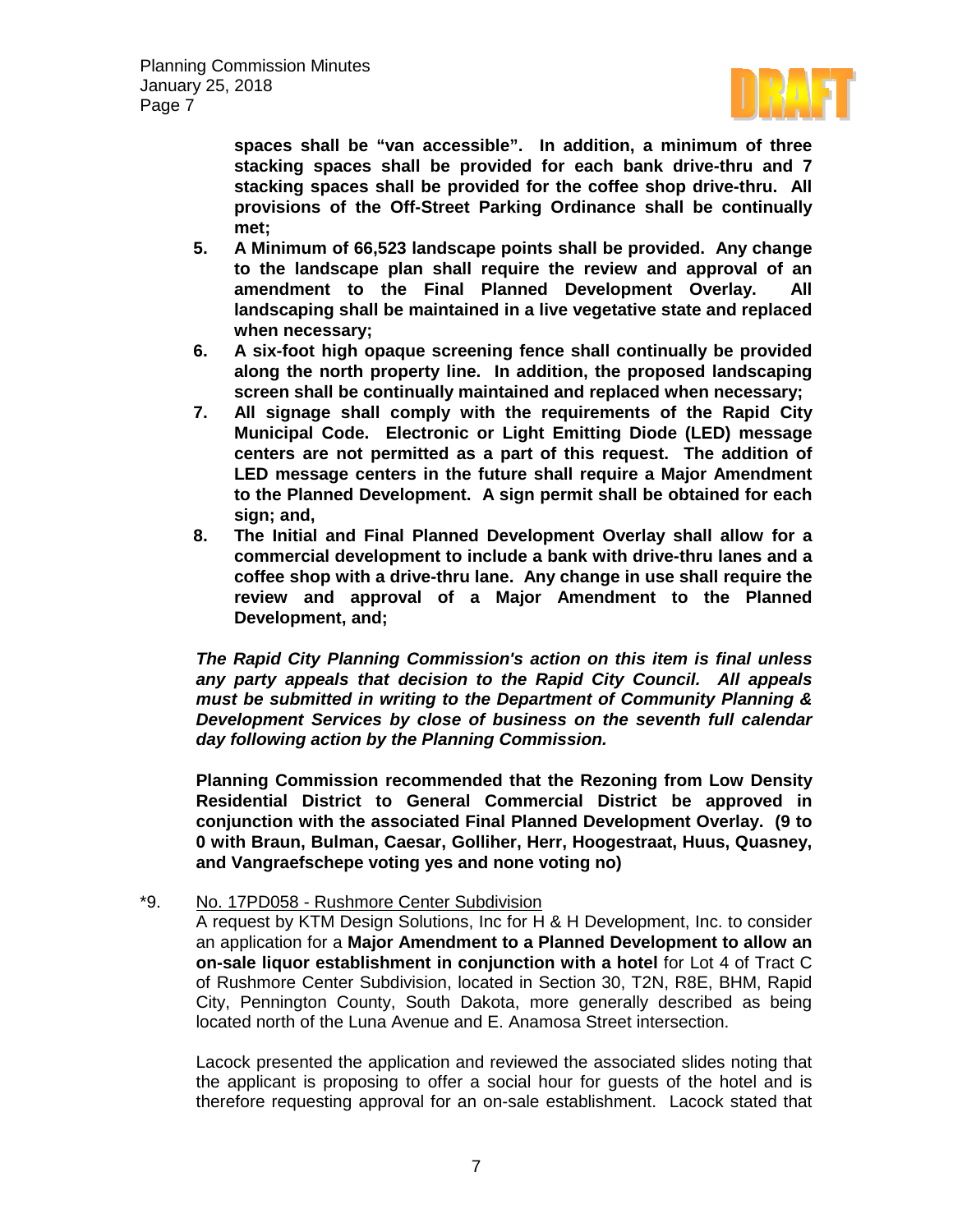**spaces shall be "van accessible". In addition, a minimum of three stacking spaces shall be provided for each bank drive-thru and 7 stacking spaces shall be provided for the coffee shop drive-thru. All provisions of the Off-Street Parking Ordinance shall be continually met;**

5. **A Minimum of 66,523 landscape points shall be provided. Any change to the landscape plan shall require the review and approval of an amendment to the Final Planned Development Overlay. All landscaping shall be maintained in a live vegetative state and replaced when necessary;**
6. **A six-foot high opaque screening fence shall continually be provided along the north property line. In addition, the proposed landscaping screen shall be continually maintained and replaced when necessary;**
7. **All signage shall comply with the requirements of the Rapid City Municipal Code. Electronic or Light Emitting Diode (LED) message centers are not permitted as a part of this request. The addition of LED message centers in the future shall require a Major Amendment to the Planned Development. A sign permit shall be obtained for each sign; and,**
8. **The Initial and Final Planned Development Overlay shall allow for a commercial development to include a bank with drive-thru lanes and a coffee shop with a drive-thru lane. Any change in use shall require the review and approval of a Major Amendment to the Planned Development, and;**

***The Rapid City Planning Commission's action on this item is final unless any party appeals that decision to the Rapid City Council. All appeals must be submitted in writing to the Department of Community Planning & Development Services by close of business on the seventh full calendar day following action by the Planning Commission.***

**Planning Commission recommended that the Rezoning from Low Density Residential District to General Commercial District be approved in conjunction with the associated Final Planned Development Overlay. (9 to 0 with Braun, Bulman, Caesar, Golliher, Herr, Hoogestraat, Huus, Quasney, and Vangraefschepe voting yes and none voting no)**

*9. No. 17PD058 - Rushmore Center Subdivision

A request by KTM Design Solutions, Inc for H & H Development, Inc. to consider an application for a **Major Amendment to a Planned Development to allow an on-sale liquor establishment in conjunction with a hotel** for Lot 4 of Tract C of Rushmore Center Subdivision, located in Section 30, T2N, R8E, BHM, Rapid City, Pennington County, South Dakota, more generally described as being located north of the Luna Avenue and E. Anamosa Street intersection.

Lacock presented the application and reviewed the associated slides noting that the applicant is proposing to offer a social hour for guests of the hotel and is therefore requesting approval for an on-sale establishment. Lacock stated that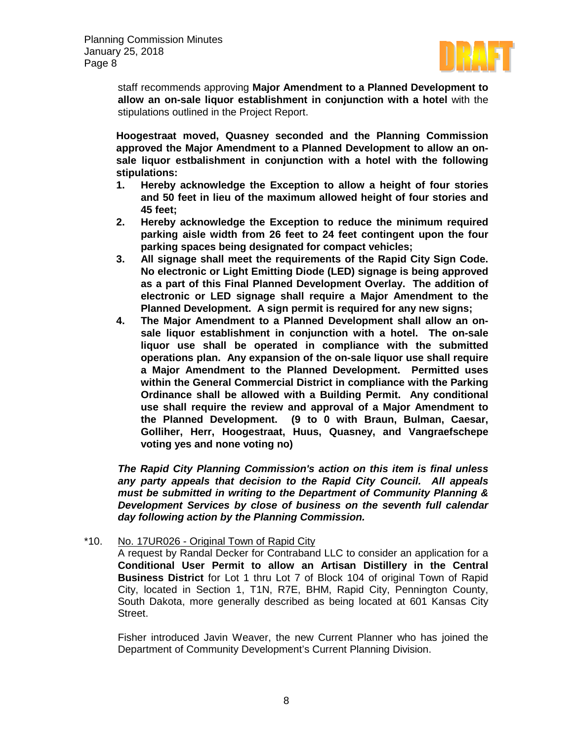staff recommends approving **Major Amendment to a Planned Development to allow an on-sale liquor establishment in conjunction with a hotel** with the stipulations outlined in the Project Report.

**Hoogestraat moved, Quasney seconded and the Planning Commission approved the Major Amendment to a Planned Development to allow an on-sale liquor estbalishment in conjunction with a hotel with the following stipulations:**

1. **Hereby acknowledge the Exception to allow a height of four stories and 50 feet in lieu of the maximum allowed height of four stories and 45 feet;**
2. **Hereby acknowledge the Exception to reduce the minimum required parking aisle width from 26 feet to 24 feet contingent upon the four parking spaces being designated for compact vehicles;**
3. **All signage shall meet the requirements of the Rapid City Sign Code. No electronic or Light Emitting Diode (LED) signage is being approved as a part of this Final Planned Development Overlay. The addition of electronic or LED signage shall require a Major Amendment to the Planned Development. A sign permit is required for any new signs;**
4. **The Major Amendment to a Planned Development shall allow an on-sale liquor establishment in conjunction with a hotel. The on-sale liquor use shall be operated in compliance with the submitted operations plan. Any expansion of the on-sale liquor use shall require a Major Amendment to the Planned Development. Permitted uses within the General Commercial District in compliance with the Parking Ordinance shall be allowed with a Building Permit. Any conditional use shall require the review and approval of a Major Amendment to the Planned Development. (9 to 0 with Braun, Bulman, Caesar, Golliher, Herr, Hoogestraat, Huus, Quasney, and Vangraefschepe voting yes and none voting no)**

***The Rapid City Planning Commission's action on this item is final unless any party appeals that decision to the Rapid City Council. All appeals must be submitted in writing to the Department of Community Planning & Development Services by close of business on the seventh full calendar day following action by the Planning Commission.***

*10. No. 17UR026 - Original Town of Rapid City

A request by Randal Decker for Contraband LLC to consider an application for a **Conditional User Permit to allow an Artisan Distillery in the Central Business District** for Lot 1 thru Lot 7 of Block 104 of original Town of Rapid City, located in Section 1, T1N, R7E, BHM, Rapid City, Pennington County, South Dakota, more generally described as being located at 601 Kansas City Street.

Fisher introduced Javin Weaver, the new Current Planner who has joined the Department of Community Development's Current Planning Division.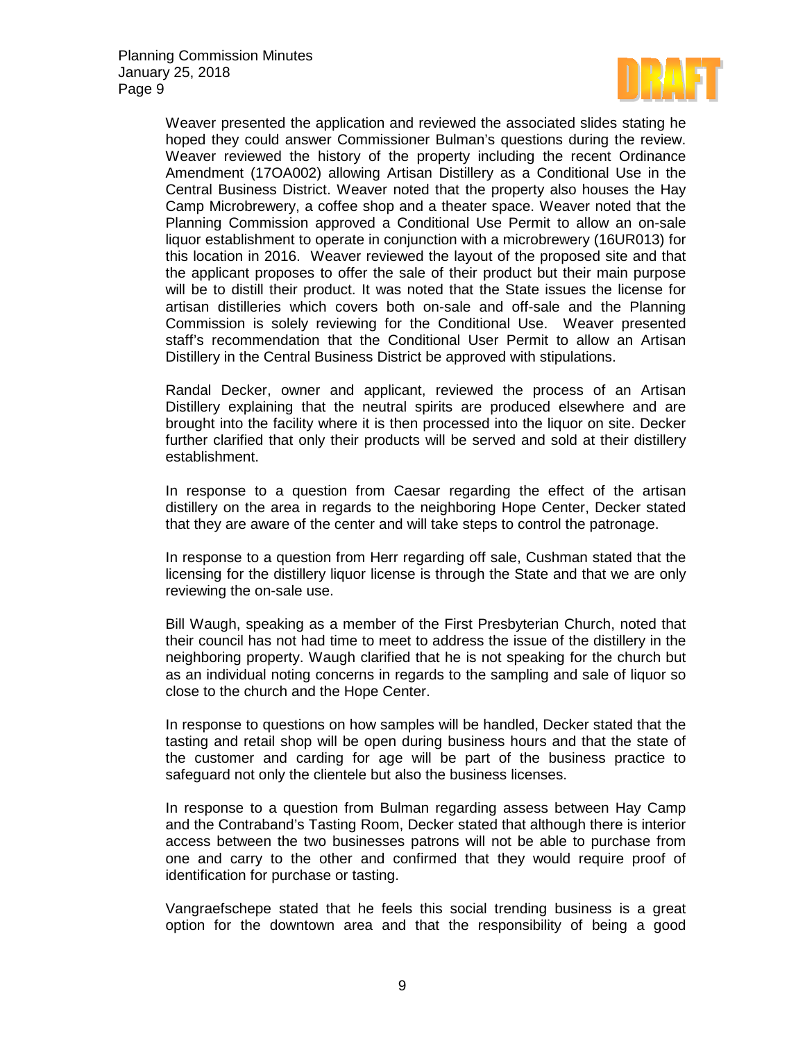Weaver presented the application and reviewed the associated slides stating he hoped they could answer Commissioner Bulman's questions during the review. Weaver reviewed the history of the property including the recent Ordinance Amendment (17OA002) allowing Artisan Distillery as a Conditional Use in the Central Business District. Weaver noted that the property also houses the Hay Camp Microbrewery, a coffee shop and a theater space. Weaver noted that the Planning Commission approved a Conditional Use Permit to allow an on-sale liquor establishment to operate in conjunction with a microbrewery (16UR013) for this location in 2016. Weaver reviewed the layout of the proposed site and that the applicant proposes to offer the sale of their product but their main purpose will be to distill their product. It was noted that the State issues the license for artisan distilleries which covers both on-sale and off-sale and the Planning Commission is solely reviewing for the Conditional Use. Weaver presented staff's recommendation that the Conditional User Permit to allow an Artisan Distillery in the Central Business District be approved with stipulations.

Randal Decker, owner and applicant, reviewed the process of an Artisan Distillery explaining that the neutral spirits are produced elsewhere and are brought into the facility where it is then processed into the liquor on site. Decker further clarified that only their products will be served and sold at their distillery establishment.

In response to a question from Caesar regarding the effect of the artisan distillery on the area in regards to the neighboring Hope Center, Decker stated that they are aware of the center and will take steps to control the patronage.

In response to a question from Herr regarding off sale, Cushman stated that the licensing for the distillery liquor license is through the State and that we are only reviewing the on-sale use.

Bill Waugh, speaking as a member of the First Presbyterian Church, noted that their council has not had time to meet to address the issue of the distillery in the neighboring property. Waugh clarified that he is not speaking for the church but as an individual noting concerns in regards to the sampling and sale of liquor so close to the church and the Hope Center.

In response to questions on how samples will be handled, Decker stated that the tasting and retail shop will be open during business hours and that the state of the customer and carding for age will be part of the business practice to safeguard not only the clientele but also the business licenses.

In response to a question from Bulman regarding assess between Hay Camp and the Contraband's Tasting Room, Decker stated that although there is interior access between the two businesses patrons will not be able to purchase from one and carry to the other and confirmed that they would require proof of identification for purchase or tasting.

Vangraefschepe stated that he feels this social trending business is a great option for the downtown area and that the responsibility of being a good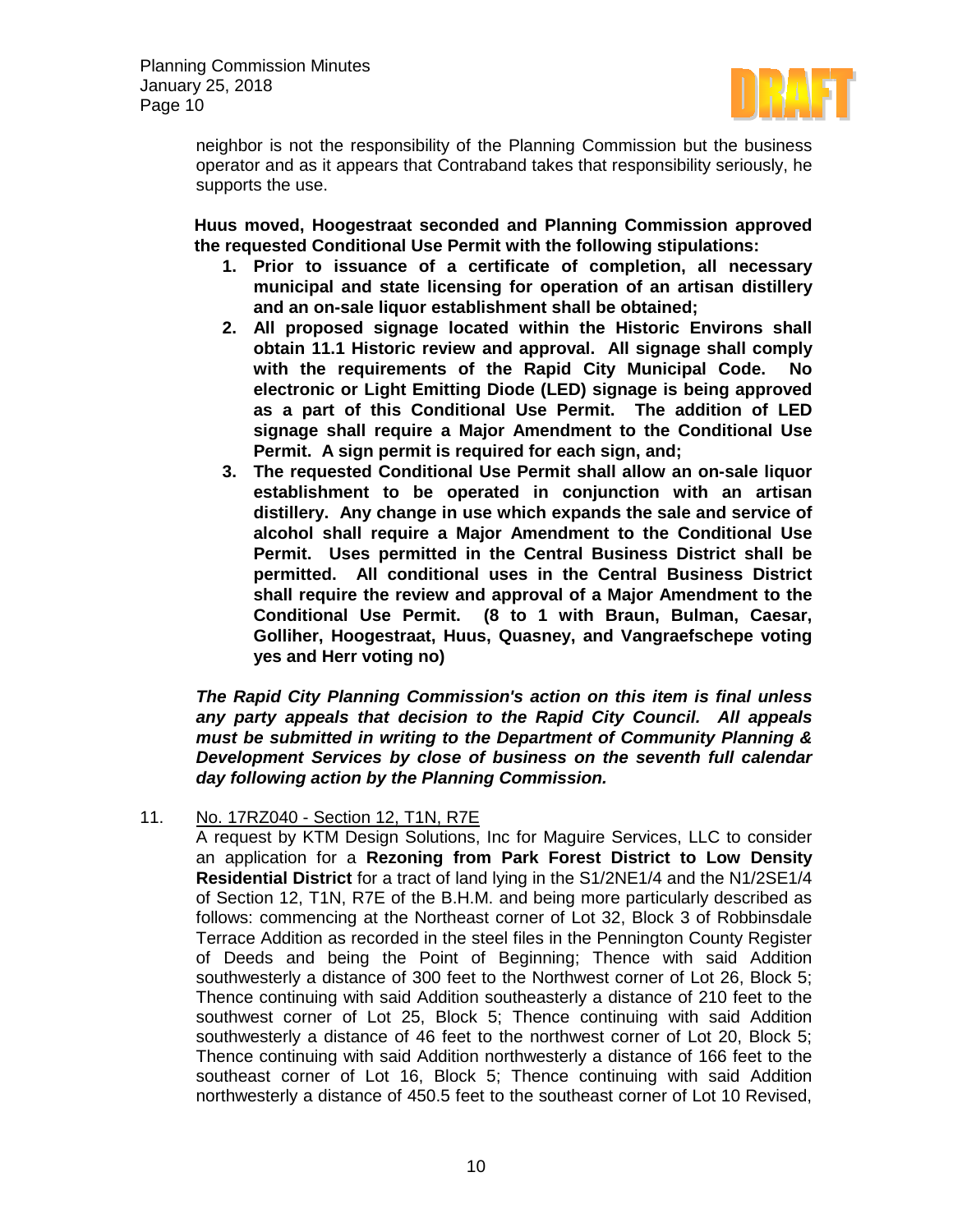neighbor is not the responsibility of the Planning Commission but the business operator and as it appears that Contraband takes that responsibility seriously, he supports the use.

**Huus moved, Hoogestraat seconded and Planning Commission approved the requested Conditional Use Permit with the following stipulations:**

1. **Prior to issuance of a certificate of completion, all necessary municipal and state licensing for operation of an artisan distillery and an on-sale liquor establishment shall be obtained;**
2. **All proposed signage located within the Historic Environs shall obtain 11.1 Historic review and approval. All signage shall comply with the requirements of the Rapid City Municipal Code. No electronic or Light Emitting Diode (LED) signage is being approved as a part of this Conditional Use Permit. The addition of LED signage shall require a Major Amendment to the Conditional Use Permit. A sign permit is required for each sign, and;**
3. **The requested Conditional Use Permit shall allow an on-sale liquor establishment to be operated in conjunction with an artisan distillery. Any change in use which expands the sale and service of alcohol shall require a Major Amendment to the Conditional Use Permit. Uses permitted in the Central Business District shall be permitted. All conditional uses in the Central Business District shall require the review and approval of a Major Amendment to the Conditional Use Permit. (8 to 1 with Braun, Bulman, Caesar, Golliher, Hoogestraat, Huus, Quasney, and Vangraefschepe voting yes and Herr voting no)**

***The Rapid City Planning Commission's action on this item is final unless any party appeals that decision to the Rapid City Council. All appeals must be submitted in writing to the Department of Community Planning & Development Services by close of business on the seventh full calendar day following action by the Planning Commission.***

11. No. 17RZ040 - Section 12, T1N, R7E

A request by KTM Design Solutions, Inc for Maguire Services, LLC to consider an application for a **Rezoning from Park Forest District to Low Density Residential District** for a tract of land lying in the S1/2NE1/4 and the N1/2SE1/4 of Section 12, T1N, R7E of the B.H.M. and being more particularly described as follows: commencing at the Northeast corner of Lot 32, Block 3 of Robbinsdale Terrace Addition as recorded in the steel files in the Pennington County Register of Deeds and being the Point of Beginning; Thence with said Addition southwesterly a distance of 300 feet to the Northwest corner of Lot 26, Block 5; Thence continuing with said Addition southeasterly a distance of 210 feet to the southwest corner of Lot 25, Block 5; Thence continuing with said Addition southwesterly a distance of 46 feet to the northwest corner of Lot 20, Block 5; Thence continuing with said Addition northwesterly a distance of 166 feet to the southeast corner of Lot 16, Block 5; Thence continuing with said Addition northwesterly a distance of 450.5 feet to the southeast corner of Lot 10 Revised,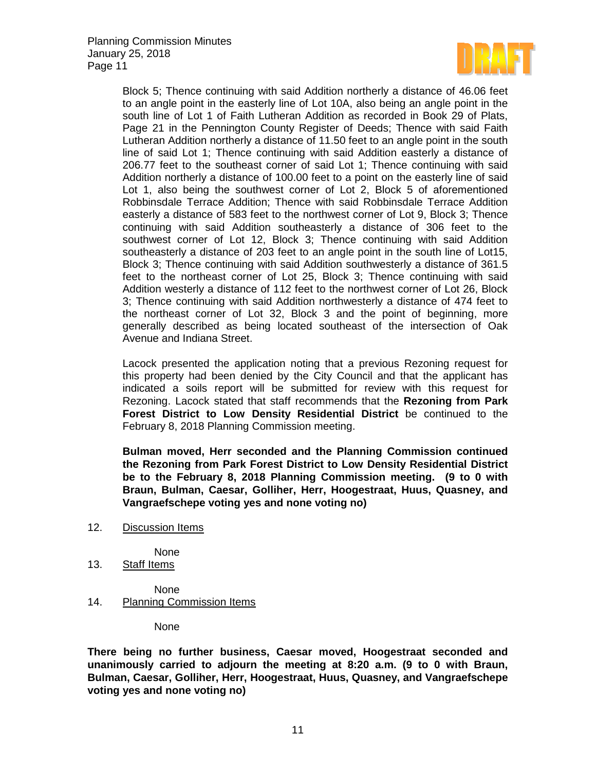Block 5; Thence continuing with said Addition northerly a distance of 46.06 feet to an angle point in the easterly line of Lot 10A, also being an angle point in the south line of Lot 1 of Faith Lutheran Addition as recorded in Book 29 of Plats, Page 21 in the Pennington County Register of Deeds; Thence with said Faith Lutheran Addition northerly a distance of 11.50 feet to an angle point in the south line of said Lot 1; Thence continuing with said Addition easterly a distance of 206.77 feet to the southeast corner of said Lot 1; Thence continuing with said Addition northerly a distance of 100.00 feet to a point on the easterly line of said Lot 1, also being the southwest corner of Lot 2, Block 5 of aforementioned Robbinsdale Terrace Addition; Thence with said Robbinsdale Terrace Addition easterly a distance of 583 feet to the northwest corner of Lot 9, Block 3; Thence continuing with said Addition southeasterly a distance of 306 feet to the southwest corner of Lot 12, Block 3; Thence continuing with said Addition southeasterly a distance of 203 feet to an angle point in the south line of Lot15, Block 3; Thence continuing with said Addition southwesterly a distance of 361.5 feet to the northeast corner of Lot 25, Block 3; Thence continuing with said Addition westerly a distance of 112 feet to the northwest corner of Lot 26, Block 3; Thence continuing with said Addition northwesterly a distance of 474 feet to the northeast corner of Lot 32, Block 3 and the point of beginning, more generally described as being located southeast of the intersection of Oak Avenue and Indiana Street.

Lacock presented the application noting that a previous Rezoning request for this property had been denied by the City Council and that the applicant has indicated a soils report will be submitted for review with this request for Rezoning. Lacock stated that staff recommends that the **Rezoning from Park Forest District to Low Density Residential District** be continued to the February 8, 2018 Planning Commission meeting.

**Bulman moved, Herr seconded and the Planning Commission continued the Rezoning from Park Forest District to Low Density Residential District be to the February 8, 2018 Planning Commission meeting. (9 to 0 with Braun, Bulman, Caesar, Golliher, Herr, Hoogestraat, Huus, Quasney, and Vangraefschepe voting yes and none voting no)**

12. Discussion Items

None

13. Staff Items

None

14. Planning Commission Items

None

**There being no further business, Caesar moved, Hoogestraat seconded and unanimously carried to adjourn the meeting at 8:20 a.m. (9 to 0 with Braun, Bulman, Caesar, Golliher, Herr, Hoogestraat, Huus, Quasney, and Vangraefschepe voting yes and none voting no)**